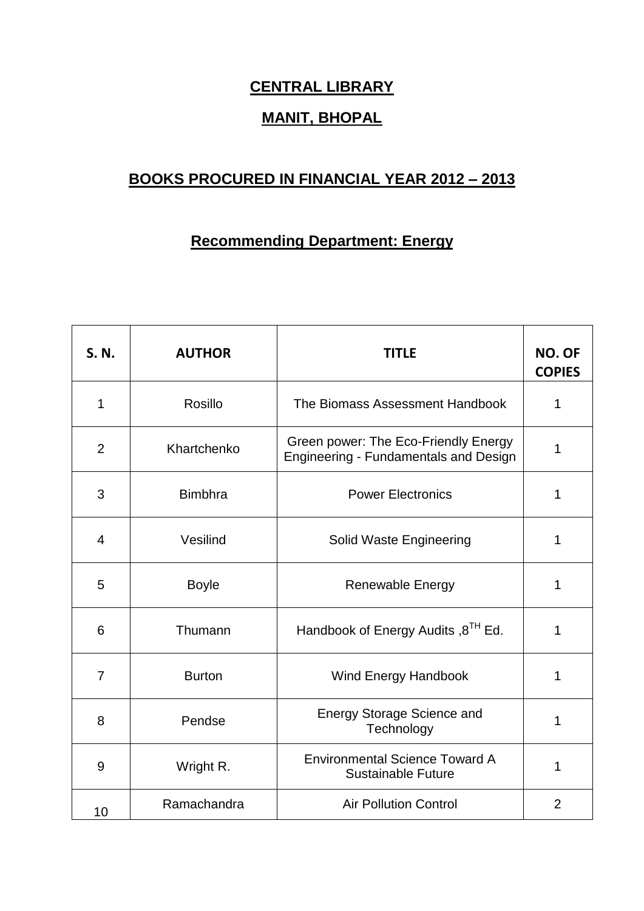# CENTRAL LIBRARY

## MANIT, BHOPAL

## BOOKS PROCURED IN FINANCIAL YEAR 2012 – 2013

### Recommending Department: Energy

| S. N. | AUTHOR | TITLE | NO. OF COPIES |
|---|---|---|---|
| 1 | Rosillo | The Biomass Assessment Handbook | 1 |
| 2 | Khartchenko | Green power: The Eco-Friendly Energy Engineering - Fundamentals and Design | 1 |
| 3 | Bimbhra | Power Electronics | 1 |
| 4 | Vesilind | Solid Waste Engineering | 1 |
| 5 | Boyle | Renewable Energy | 1 |
| 6 | Thumann | Handbook of Energy Audits ,8$^{TH}$ Ed. | 1 |
| 7 | Burton | Wind Energy Handbook | 1 |
| 8 | Pendse | Energy Storage Science and Technology | 1 |
| 9 | Wright R. | Environmental Science Toward A Sustainable Future | 1 |
| 10 | Ramachandra | Air Pollution Control | 2 |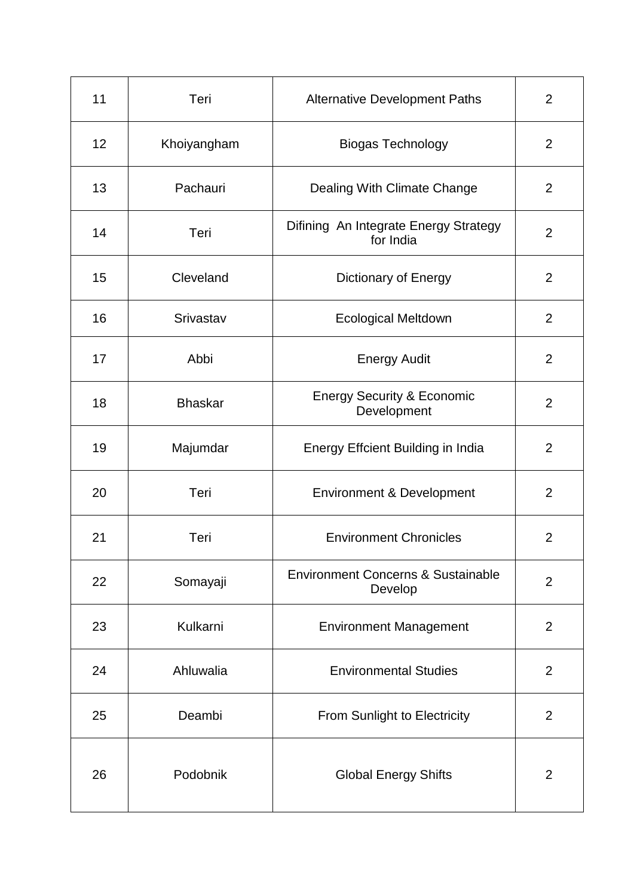| 11 | Teri | Alternative Development Paths | 2 |
|---|---|---|---|
| 12 | Khoiyangham | Biogas Technology | 2 |
| 13 | Pachauri | Dealing With Climate Change | 2 |
| 14 | Teri | Difining An Integrate Energy Strategy for India | 2 |
| 15 | Cleveland | Dictionary of Energy | 2 |
| 16 | Srivastav | Ecological Meltdown | 2 |
| 17 | Abbi | Energy Audit | 2 |
| 18 | Bhaskar | Energy Security & Economic Development | 2 |
| 19 | Majumdar | Energy Effcient Building in India | 2 |
| 20 | Teri | Environment & Development | 2 |
| 21 | Teri | Environment Chronicles | 2 |
| 22 | Somayaji | Environment Concerns & Sustainable Develop | 2 |
| 23 | Kulkarni | Environment Management | 2 |
| 24 | Ahluwalia | Environmental Studies | 2 |
| 25 | Deambi | From Sunlight to Electricity | 2 |
| 26 | Podobnik | Global Energy Shifts | 2 |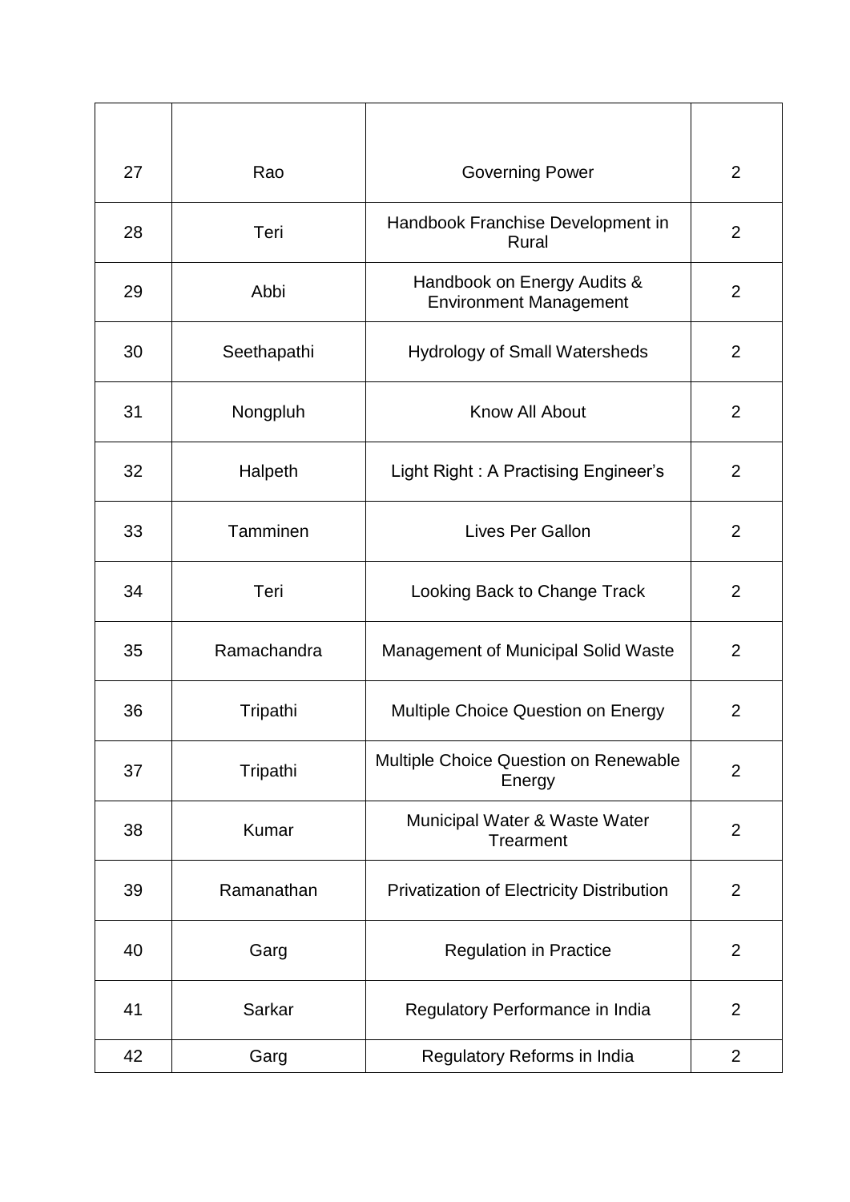| | | | |
|---|---|---|---|
| 27 | Rao | Governing Power | 2 |
| 28 | Teri | Handbook Franchise Development in Rural | 2 |
| 29 | Abbi | Handbook on Energy Audits & Environment Management | 2 |
| 30 | Seethapathi | Hydrology of Small Watersheds | 2 |
| 31 | Nongpluh | Know All About | 2 |
| 32 | Halpeth | Light Right : A Practising Engineer's | 2 |
| 33 | Tamminen | Lives Per Gallon | 2 |
| 34 | Teri | Looking Back to Change Track | 2 |
| 35 | Ramachandra | Management of Municipal Solid Waste | 2 |
| 36 | Tripathi | Multiple Choice Question on Energy | 2 |
| 37 | Tripathi | Multiple Choice Question on Renewable Energy | 2 |
| 38 | Kumar | Municipal Water & Waste Water Trearment | 2 |
| 39 | Ramanathan | Privatization of Electricity Distribution | 2 |
| 40 | Garg | Regulation in Practice | 2 |
| 41 | Sarkar | Regulatory Performance in India | 2 |
| 42 | Garg | Regulatory Reforms in India | 2 |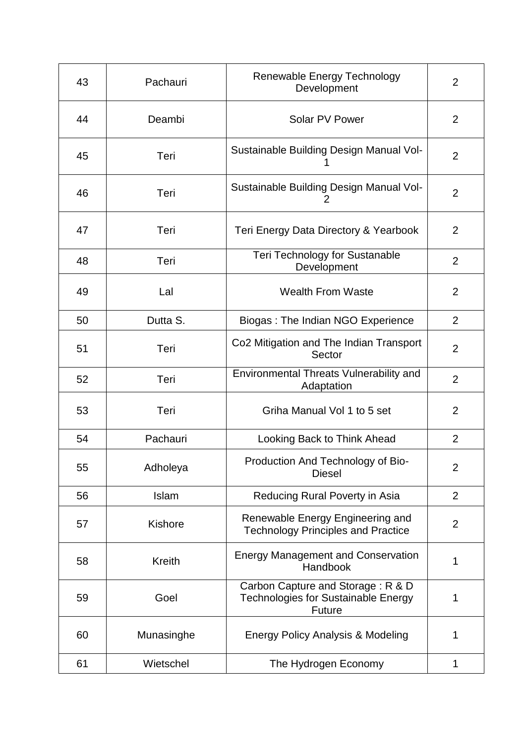| 43 | Pachauri | Renewable Energy Technology Development | 2 |
|---|---|---|---|
| 44 | Deambi | Solar PV Power | 2 |
| 45 | Teri | Sustainable Building Design Manual Vol-1 | 2 |
| 46 | Teri | Sustainable Building Design Manual Vol-2 | 2 |
| 47 | Teri | Teri Energy Data Directory & Yearbook | 2 |
| 48 | Teri | Teri Technology for Sustanable Development | 2 |
| 49 | Lal | Wealth From Waste | 2 |
| 50 | Dutta S. | Biogas : The Indian NGO Experience | 2 |
| 51 | Teri | Co2 Mitigation and The Indian Transport Sector | 2 |
| 52 | Teri | Environmental Threats Vulnerability and Adaptation | 2 |
| 53 | Teri | Griha Manual Vol 1 to 5 set | 2 |
| 54 | Pachauri | Looking Back to Think Ahead | 2 |
| 55 | Adholeya | Production And Technology of Bio-Diesel | 2 |
| 56 | Islam | Reducing Rural Poverty in Asia | 2 |
| 57 | Kishore | Renewable Energy Engineering and Technology Principles and Practice | 2 |
| 58 | Kreith | Energy Management and Conservation Handbook | 1 |
| 59 | Goel | Carbon Capture and Storage : R & D Technologies for Sustainable Energy Future | 1 |
| 60 | Munasinghe | Energy Policy Analysis & Modeling | 1 |
| 61 | Wietschel | The Hydrogen Economy | 1 |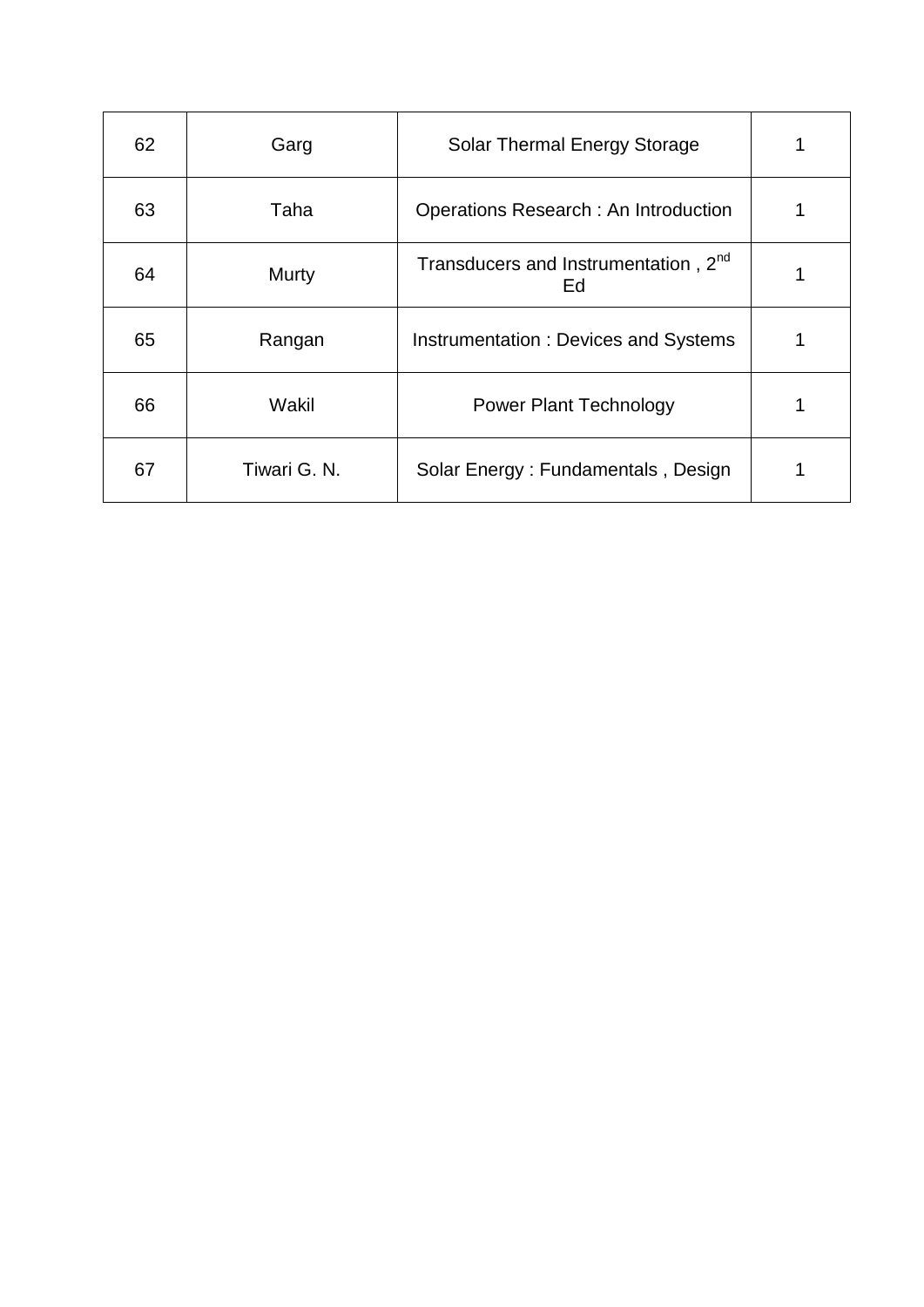| | | | |
|---|---|---|---|
| 62 | Garg | Solar Thermal Energy Storage | 1 |
| 63 | Taha | Operations Research : An Introduction | 1 |
| 64 | Murty | Transducers and Instrumentation , 2nd Ed | 1 |
| 65 | Rangan | Instrumentation : Devices and Systems | 1 |
| 66 | Wakil | Power Plant Technology | 1 |
| 67 | Tiwari G. N. | Solar Energy : Fundamentals , Design | 1 |